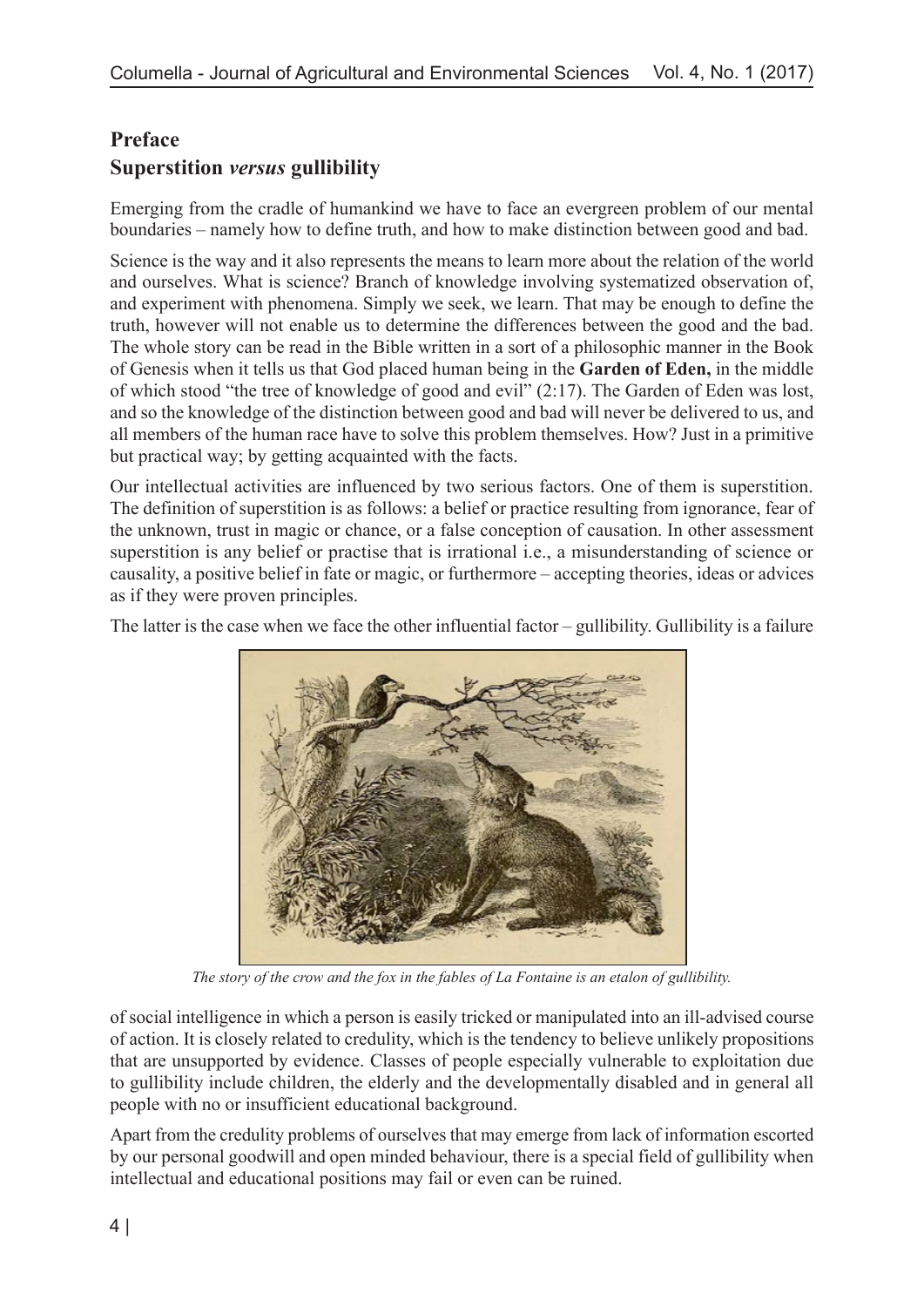## Preface

## Superstition *versus* gullibility

Emerging from the cradle of humankind we have to face an evergreen problem of our mental boundaries – namely how to define truth, and how to make distinction between good and bad.

Science is the way and it also represents the means to learn more about the relation of the world and ourselves. What is science? Branch of knowledge involving systematized observation of, and experiment with phenomena. Simply we seek, we learn. That may be enough to define the truth, however will not enable us to determine the differences between the good and the bad. The whole story can be read in the Bible written in a sort of a philosophic manner in the Book of Genesis when it tells us that God placed human being in the **Garden of Eden,** in the middle of which stood "the tree of knowledge of good and evil" (2:17). The Garden of Eden was lost, and so the knowledge of the distinction between good and bad will never be delivered to us, and all members of the human race have to solve this problem themselves. How? Just in a primitive but practical way; by getting acquainted with the facts.

Our intellectual activities are influenced by two serious factors. One of them is superstition. The definition of superstition is as follows: a belief or practice resulting from ignorance, fear of the unknown, trust in magic or chance, or a false conception of causation. In other assessment superstition is any belief or practise that is irrational i.e., a misunderstanding of science or causality, a positive belief in fate or magic, or furthermore – accepting theories, ideas or advices as if they were proven principles.

The latter is the case when we face the other influential factor – gullibility. Gullibility is a failure of social intelligence in which a person is easily tricked or manipulated into an ill-advised course of action. It is closely related to credulity, which is the tendency to believe unlikely propositions that are unsupported by evidence. Classes of people especially vulnerable to exploitation due to gullibility include children, the elderly and the developmentally disabled and in general all people with no or insufficient educational background.

*The story of the crow and the fox in the fables of La Fontaine is an etalon of gullibility.*

Apart from the credulity problems of ourselves that may emerge from lack of information escorted by our personal goodwill and open minded behaviour, there is a special field of gullibility when intellectual and educational positions may fail or even can be ruined.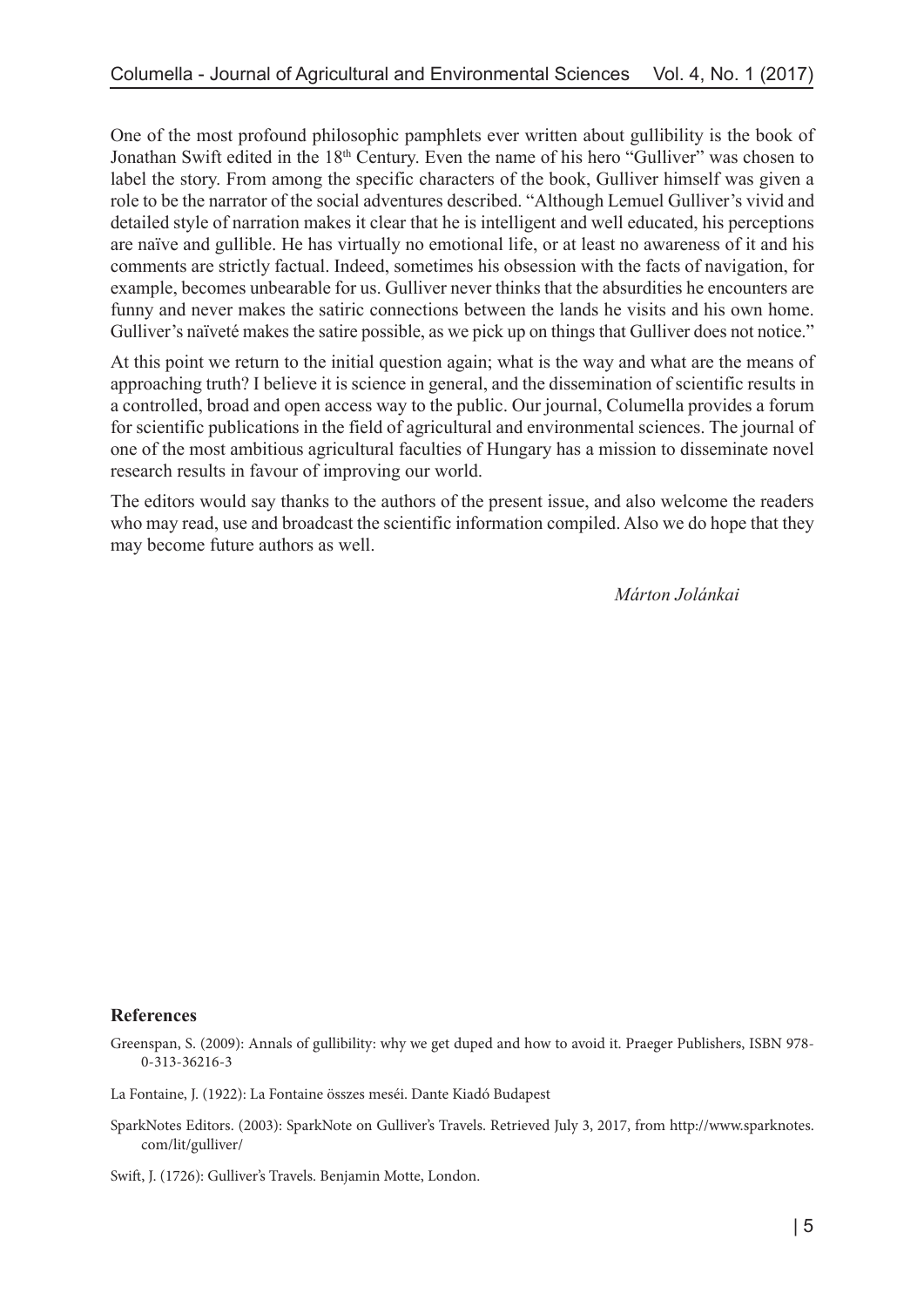One of the most profound philosophic pamphlets ever written about gullibility is the book of Jonathan Swift edited in the 18th Century. Even the name of his hero "Gulliver" was chosen to label the story. From among the specific characters of the book, Gulliver himself was given a role to be the narrator of the social adventures described. "Although Lemuel Gulliver's vivid and detailed style of narration makes it clear that he is intelligent and well educated, his perceptions are naïve and gullible. He has virtually no emotional life, or at least no awareness of it and his comments are strictly factual. Indeed, sometimes his obsession with the facts of navigation, for example, becomes unbearable for us. Gulliver never thinks that the absurdities he encounters are funny and never makes the satiric connections between the lands he visits and his own home. Gulliver's naïveté makes the satire possible, as we pick up on things that Gulliver does not notice."

At this point we return to the initial question again; what is the way and what are the means of approaching truth? I believe it is science in general, and the dissemination of scientific results in a controlled, broad and open access way to the public. Our journal, Columella provides a forum for scientific publications in the field of agricultural and environmental sciences. The journal of one of the most ambitious agricultural faculties of Hungary has a mission to disseminate novel research results in favour of improving our world.

The editors would say thanks to the authors of the present issue, and also welcome the readers who may read, use and broadcast the scientific information compiled. Also we do hope that they may become future authors as well.

*Márton Jolánkai*

**References**

Greenspan, S. (2009): Annals of gullibility: why we get duped and how to avoid it. Praeger Publishers, ISBN 978-0-313-36216-3

La Fontaine, J. (1922): La Fontaine összes meséi. Dante Kiadó Budapest

SparkNotes Editors. (2003): SparkNote on Gulliver's Travels. Retrieved July 3, 2017, from http://www.sparknotes.com/lit/gulliver/

Swift, J. (1726): Gulliver's Travels. Benjamin Motte, London.